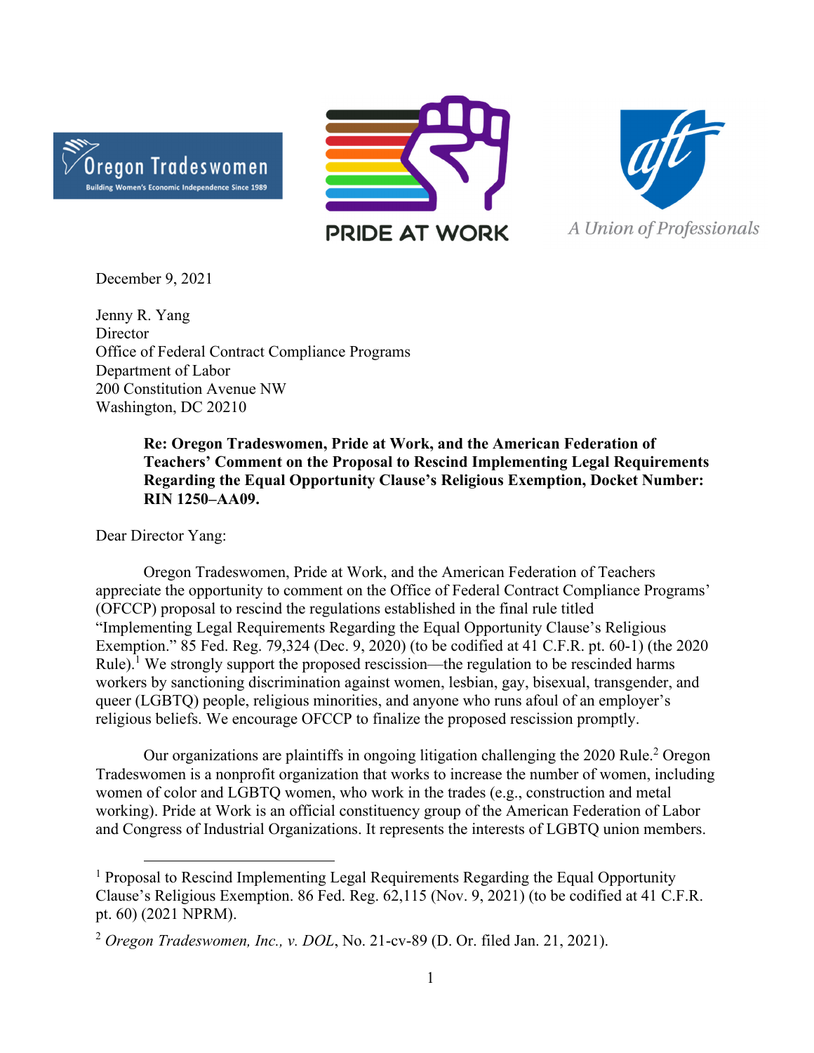Oregon Tradeswomen — Building Women's Economic Independence Since 1989

PRIDE AT WORK

A Union of Professionals

December 9, 2021

Jenny R. Yang
Director
Office of Federal Contract Compliance Programs
Department of Labor
200 Constitution Avenue NW
Washington, DC 20210

**Re: Oregon Tradeswomen, Pride at Work, and the American Federation of Teachers' Comment on the Proposal to Rescind Implementing Legal Requirements Regarding the Equal Opportunity Clause's Religious Exemption, Docket Number: RIN 1250–AA09.**

Dear Director Yang:

Oregon Tradeswomen, Pride at Work, and the American Federation of Teachers appreciate the opportunity to comment on the Office of Federal Contract Compliance Programs' (OFCCP) proposal to rescind the regulations established in the final rule titled "Implementing Legal Requirements Regarding the Equal Opportunity Clause's Religious Exemption." 85 Fed. Reg. 79,324 (Dec. 9, 2020) (to be codified at 41 C.F.R. pt. 60-1) (the 2020 Rule).[1] We strongly support the proposed rescission—the regulation to be rescinded harms workers by sanctioning discrimination against women, lesbian, gay, bisexual, transgender, and queer (LGBTQ) people, religious minorities, and anyone who runs afoul of an employer's religious beliefs. We encourage OFCCP to finalize the proposed rescission promptly.

Our organizations are plaintiffs in ongoing litigation challenging the 2020 Rule.[2] Oregon Tradeswomen is a nonprofit organization that works to increase the number of women, including women of color and LGBTQ women, who work in the trades (e.g., construction and metal working). Pride at Work is an official constituency group of the American Federation of Labor and Congress of Industrial Organizations. It represents the interests of LGBTQ union members.

[1] Proposal to Rescind Implementing Legal Requirements Regarding the Equal Opportunity Clause's Religious Exemption. 86 Fed. Reg. 62,115 (Nov. 9, 2021) (to be codified at 41 C.F.R. pt. 60) (2021 NPRM).

[2] *Oregon Tradeswomen, Inc., v. DOL*, No. 21-cv-89 (D. Or. filed Jan. 21, 2021).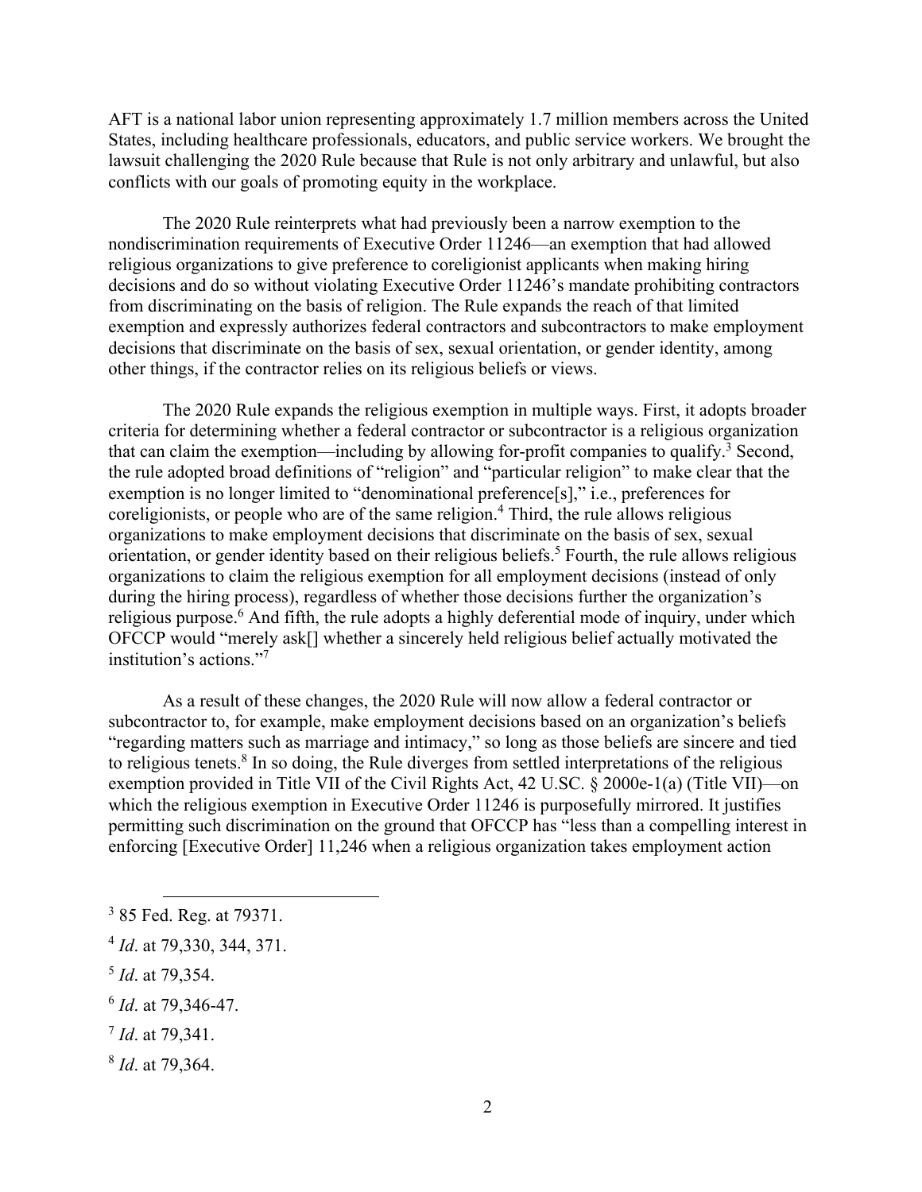AFT is a national labor union representing approximately 1.7 million members across the United States, including healthcare professionals, educators, and public service workers. We brought the lawsuit challenging the 2020 Rule because that Rule is not only arbitrary and unlawful, but also conflicts with our goals of promoting equity in the workplace.

The 2020 Rule reinterprets what had previously been a narrow exemption to the nondiscrimination requirements of Executive Order 11246—an exemption that had allowed religious organizations to give preference to coreligionist applicants when making hiring decisions and do so without violating Executive Order 11246's mandate prohibiting contractors from discriminating on the basis of religion. The Rule expands the reach of that limited exemption and expressly authorizes federal contractors and subcontractors to make employment decisions that discriminate on the basis of sex, sexual orientation, or gender identity, among other things, if the contractor relies on its religious beliefs or views.

The 2020 Rule expands the religious exemption in multiple ways. First, it adopts broader criteria for determining whether a federal contractor or subcontractor is a religious organization that can claim the exemption—including by allowing for-profit companies to qualify.[3] Second, the rule adopted broad definitions of "religion" and "particular religion" to make clear that the exemption is no longer limited to "denominational preference[s]," i.e., preferences for coreligionists, or people who are of the same religion.[4] Third, the rule allows religious organizations to make employment decisions that discriminate on the basis of sex, sexual orientation, or gender identity based on their religious beliefs.[5] Fourth, the rule allows religious organizations to claim the religious exemption for all employment decisions (instead of only during the hiring process), regardless of whether those decisions further the organization's religious purpose.[6] And fifth, the rule adopts a highly deferential mode of inquiry, under which OFCCP would "merely ask[] whether a sincerely held religious belief actually motivated the institution's actions."[7]

As a result of these changes, the 2020 Rule will now allow a federal contractor or subcontractor to, for example, make employment decisions based on an organization's beliefs "regarding matters such as marriage and intimacy," so long as those beliefs are sincere and tied to religious tenets.[8] In so doing, the Rule diverges from settled interpretations of the religious exemption provided in Title VII of the Civil Rights Act, 42 U.SC. § 2000e-1(a) (Title VII)—on which the religious exemption in Executive Order 11246 is purposefully mirrored. It justifies permitting such discrimination on the ground that OFCCP has "less than a compelling interest in enforcing [Executive Order] 11,246 when a religious organization takes employment action

[3] 85 Fed. Reg. at 79371.

[4] *Id*. at 79,330, 344, 371.

[5] *Id*. at 79,354.

[6] *Id*. at 79,346-47.

[7] *Id*. at 79,341.

[8] *Id*. at 79,364.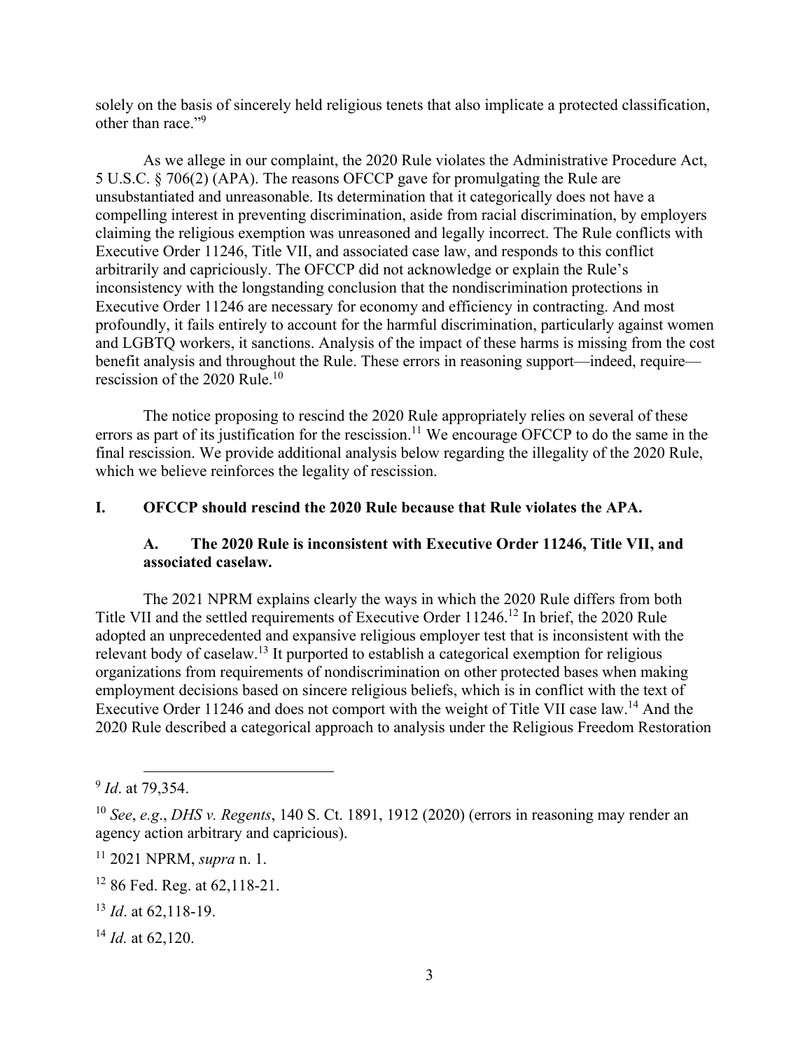solely on the basis of sincerely held religious tenets that also implicate a protected classification, other than race."[9]

As we allege in our complaint, the 2020 Rule violates the Administrative Procedure Act, 5 U.S.C. § 706(2) (APA). The reasons OFCCP gave for promulgating the Rule are unsubstantiated and unreasonable. Its determination that it categorically does not have a compelling interest in preventing discrimination, aside from racial discrimination, by employers claiming the religious exemption was unreasoned and legally incorrect. The Rule conflicts with Executive Order 11246, Title VII, and associated case law, and responds to this conflict arbitrarily and capriciously. The OFCCP did not acknowledge or explain the Rule's inconsistency with the longstanding conclusion that the nondiscrimination protections in Executive Order 11246 are necessary for economy and efficiency in contracting. And most profoundly, it fails entirely to account for the harmful discrimination, particularly against women and LGBTQ workers, it sanctions. Analysis of the impact of these harms is missing from the cost benefit analysis and throughout the Rule. These errors in reasoning support—indeed, require—rescission of the 2020 Rule.[10]

The notice proposing to rescind the 2020 Rule appropriately relies on several of these errors as part of its justification for the rescission.[11] We encourage OFCCP to do the same in the final rescission. We provide additional analysis below regarding the illegality of the 2020 Rule, which we believe reinforces the legality of rescission.

## I. OFCCP should rescind the 2020 Rule because that Rule violates the APA.

### A. The 2020 Rule is inconsistent with Executive Order 11246, Title VII, and associated caselaw.

The 2021 NPRM explains clearly the ways in which the 2020 Rule differs from both Title VII and the settled requirements of Executive Order 11246.[12] In brief, the 2020 Rule adopted an unprecedented and expansive religious employer test that is inconsistent with the relevant body of caselaw.[13] It purported to establish a categorical exemption for religious organizations from requirements of nondiscrimination on other protected bases when making employment decisions based on sincere religious beliefs, which is in conflict with the text of Executive Order 11246 and does not comport with the weight of Title VII case law.[14] And the 2020 Rule described a categorical approach to analysis under the Religious Freedom Restoration

---

[9] *Id*. at 79,354.

[10] *See*, *e.g*., *DHS v. Regents*, 140 S. Ct. 1891, 1912 (2020) (errors in reasoning may render an agency action arbitrary and capricious).

[11] 2021 NPRM, *supra* n. 1.

[12] 86 Fed. Reg. at 62,118-21.

[13] *Id*. at 62,118-19.

[14] *Id.* at 62,120.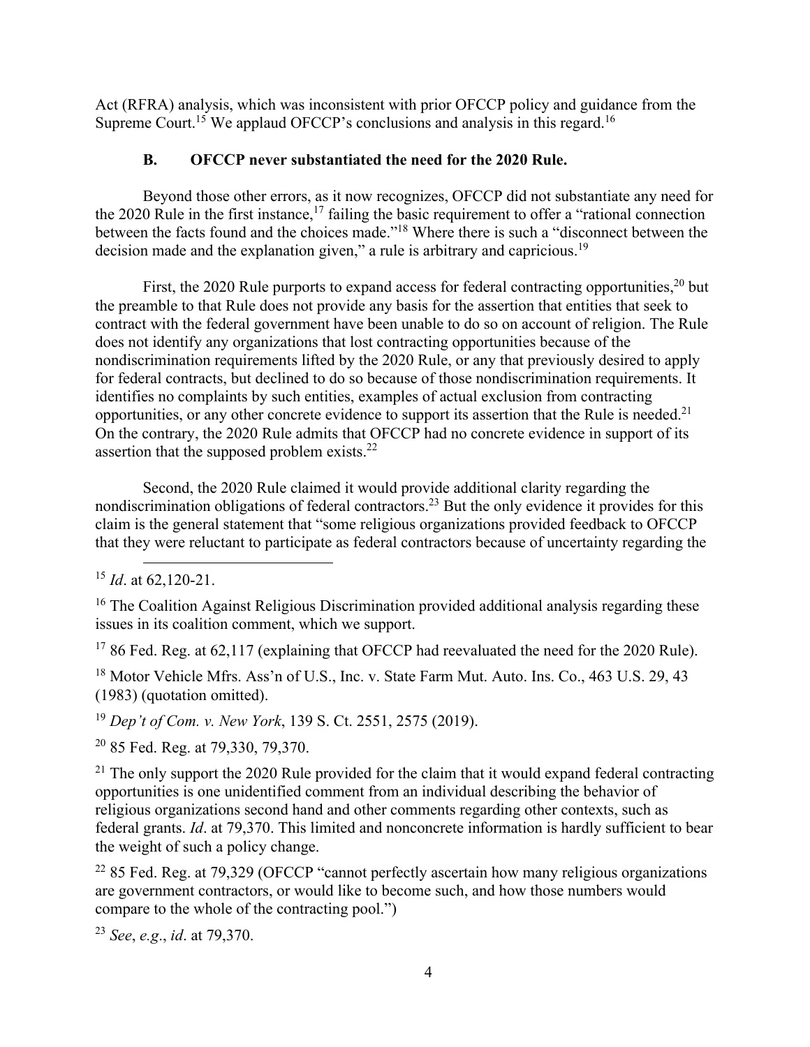Act (RFRA) analysis, which was inconsistent with prior OFCCP policy and guidance from the Supreme Court.[15] We applaud OFCCP's conclusions and analysis in this regard.[16]

### B. OFCCP never substantiated the need for the 2020 Rule.

Beyond those other errors, as it now recognizes, OFCCP did not substantiate any need for the 2020 Rule in the first instance,[17] failing the basic requirement to offer a "rational connection between the facts found and the choices made."[18] Where there is such a "disconnect between the decision made and the explanation given," a rule is arbitrary and capricious.[19]

First, the 2020 Rule purports to expand access for federal contracting opportunities,[20] but the preamble to that Rule does not provide any basis for the assertion that entities that seek to contract with the federal government have been unable to do so on account of religion. The Rule does not identify any organizations that lost contracting opportunities because of the nondiscrimination requirements lifted by the 2020 Rule, or any that previously desired to apply for federal contracts, but declined to do so because of those nondiscrimination requirements. It identifies no complaints by such entities, examples of actual exclusion from contracting opportunities, or any other concrete evidence to support its assertion that the Rule is needed.[21] On the contrary, the 2020 Rule admits that OFCCP had no concrete evidence in support of its assertion that the supposed problem exists.[22]

Second, the 2020 Rule claimed it would provide additional clarity regarding the nondiscrimination obligations of federal contractors.[23] But the only evidence it provides for this claim is the general statement that "some religious organizations provided feedback to OFCCP that they were reluctant to participate as federal contractors because of uncertainty regarding the

---

[15] *Id*. at 62,120-21.

[16] The Coalition Against Religious Discrimination provided additional analysis regarding these issues in its coalition comment, which we support.

[17] 86 Fed. Reg. at 62,117 (explaining that OFCCP had reevaluated the need for the 2020 Rule).

[18] Motor Vehicle Mfrs. Ass'n of U.S., Inc. v. State Farm Mut. Auto. Ins. Co., 463 U.S. 29, 43 (1983) (quotation omitted).

[19] *Dep't of Com. v. New York*, 139 S. Ct. 2551, 2575 (2019).

[20] 85 Fed. Reg. at 79,330, 79,370.

[21] The only support the 2020 Rule provided for the claim that it would expand federal contracting opportunities is one unidentified comment from an individual describing the behavior of religious organizations second hand and other comments regarding other contexts, such as federal grants. *Id*. at 79,370. This limited and nonconcrete information is hardly sufficient to bear the weight of such a policy change.

[22] 85 Fed. Reg. at 79,329 (OFCCP "cannot perfectly ascertain how many religious organizations are government contractors, or would like to become such, and how those numbers would compare to the whole of the contracting pool.")

[23] *See*, *e.g*., *id*. at 79,370.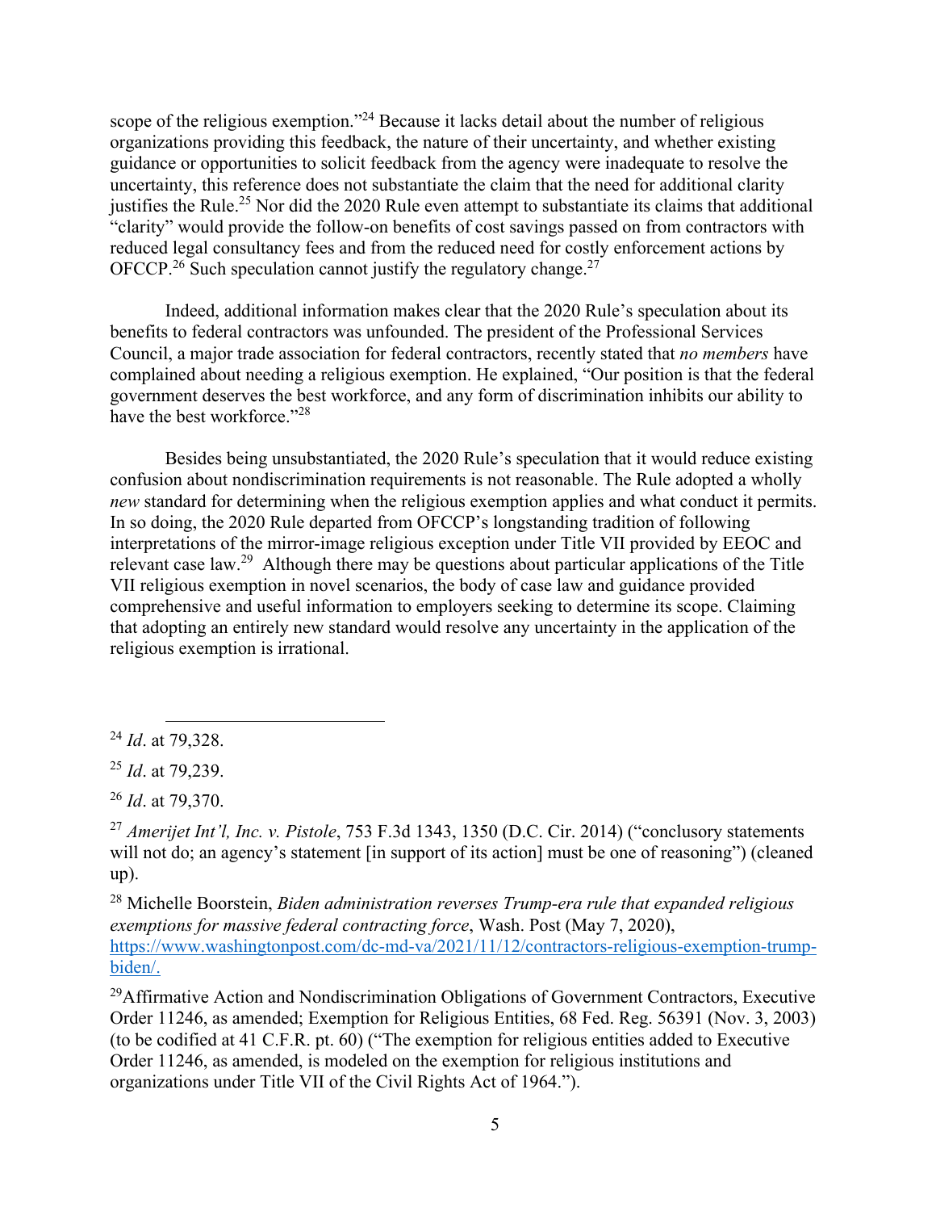scope of the religious exemption."[24] Because it lacks detail about the number of religious organizations providing this feedback, the nature of their uncertainty, and whether existing guidance or opportunities to solicit feedback from the agency were inadequate to resolve the uncertainty, this reference does not substantiate the claim that the need for additional clarity justifies the Rule.[25] Nor did the 2020 Rule even attempt to substantiate its claims that additional "clarity" would provide the follow-on benefits of cost savings passed on from contractors with reduced legal consultancy fees and from the reduced need for costly enforcement actions by OFCCP.[26] Such speculation cannot justify the regulatory change.[27]

Indeed, additional information makes clear that the 2020 Rule's speculation about its benefits to federal contractors was unfounded. The president of the Professional Services Council, a major trade association for federal contractors, recently stated that *no members* have complained about needing a religious exemption. He explained, "Our position is that the federal government deserves the best workforce, and any form of discrimination inhibits our ability to have the best workforce."[28]

Besides being unsubstantiated, the 2020 Rule's speculation that it would reduce existing confusion about nondiscrimination requirements is not reasonable. The Rule adopted a wholly *new* standard for determining when the religious exemption applies and what conduct it permits. In so doing, the 2020 Rule departed from OFCCP's longstanding tradition of following interpretations of the mirror-image religious exception under Title VII provided by EEOC and relevant case law.[29] Although there may be questions about particular applications of the Title VII religious exemption in novel scenarios, the body of case law and guidance provided comprehensive and useful information to employers seeking to determine its scope. Claiming that adopting an entirely new standard would resolve any uncertainty in the application of the religious exemption is irrational.

---

[24] *Id*. at 79,328.

[25] *Id*. at 79,239.

[26] *Id*. at 79,370.

[27] *Amerijet Int'l, Inc. v. Pistole*, 753 F.3d 1343, 1350 (D.C. Cir. 2014) ("conclusory statements will not do; an agency's statement [in support of its action] must be one of reasoning") (cleaned up).

[28] Michelle Boorstein, *Biden administration reverses Trump-era rule that expanded religious exemptions for massive federal contracting force*, Wash. Post (May 7, 2020), https://www.washingtonpost.com/dc-md-va/2021/11/12/contractors-religious-exemption-trump-biden/.

[29] Affirmative Action and Nondiscrimination Obligations of Government Contractors, Executive Order 11246, as amended; Exemption for Religious Entities, 68 Fed. Reg. 56391 (Nov. 3, 2003) (to be codified at 41 C.F.R. pt. 60) ("The exemption for religious entities added to Executive Order 11246, as amended, is modeled on the exemption for religious institutions and organizations under Title VII of the Civil Rights Act of 1964.").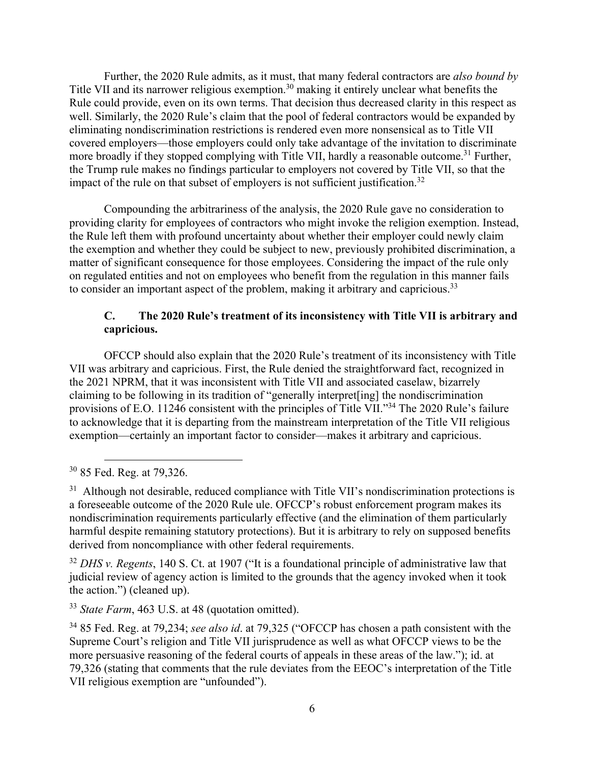Further, the 2020 Rule admits, as it must, that many federal contractors are *also bound by* Title VII and its narrower religious exemption.[30] making it entirely unclear what benefits the Rule could provide, even on its own terms. That decision thus decreased clarity in this respect as well. Similarly, the 2020 Rule's claim that the pool of federal contractors would be expanded by eliminating nondiscrimination restrictions is rendered even more nonsensical as to Title VII covered employers—those employers could only take advantage of the invitation to discriminate more broadly if they stopped complying with Title VII, hardly a reasonable outcome.[31] Further, the Trump rule makes no findings particular to employers not covered by Title VII, so that the impact of the rule on that subset of employers is not sufficient justification.[32]

Compounding the arbitrariness of the analysis, the 2020 Rule gave no consideration to providing clarity for employees of contractors who might invoke the religion exemption. Instead, the Rule left them with profound uncertainty about whether their employer could newly claim the exemption and whether they could be subject to new, previously prohibited discrimination, a matter of significant consequence for those employees. Considering the impact of the rule only on regulated entities and not on employees who benefit from the regulation in this manner fails to consider an important aspect of the problem, making it arbitrary and capricious.[33]

### C. The 2020 Rule's treatment of its inconsistency with Title VII is arbitrary and capricious.

OFCCP should also explain that the 2020 Rule's treatment of its inconsistency with Title VII was arbitrary and capricious. First, the Rule denied the straightforward fact, recognized in the 2021 NPRM, that it was inconsistent with Title VII and associated caselaw, bizarrely claiming to be following in its tradition of "generally interpret[ing] the nondiscrimination provisions of E.O. 11246 consistent with the principles of Title VII."[34] The 2020 Rule's failure to acknowledge that it is departing from the mainstream interpretation of the Title VII religious exemption—certainly an important factor to consider—makes it arbitrary and capricious.

---

[30] 85 Fed. Reg. at 79,326.

[31] Although not desirable, reduced compliance with Title VII's nondiscrimination protections is a foreseeable outcome of the 2020 Rule ule. OFCCP's robust enforcement program makes its nondiscrimination requirements particularly effective (and the elimination of them particularly harmful despite remaining statutory protections). But it is arbitrary to rely on supposed benefits derived from noncompliance with other federal requirements.

[32] *DHS v. Regents*, 140 S. Ct. at 1907 ("It is a foundational principle of administrative law that judicial review of agency action is limited to the grounds that the agency invoked when it took the action.") (cleaned up).

[33] *State Farm*, 463 U.S. at 48 (quotation omitted).

[34] 85 Fed. Reg. at 79,234; *see also id*. at 79,325 ("OFCCP has chosen a path consistent with the Supreme Court's religion and Title VII jurisprudence as well as what OFCCP views to be the more persuasive reasoning of the federal courts of appeals in these areas of the law."); id. at 79,326 (stating that comments that the rule deviates from the EEOC's interpretation of the Title VII religious exemption are "unfounded").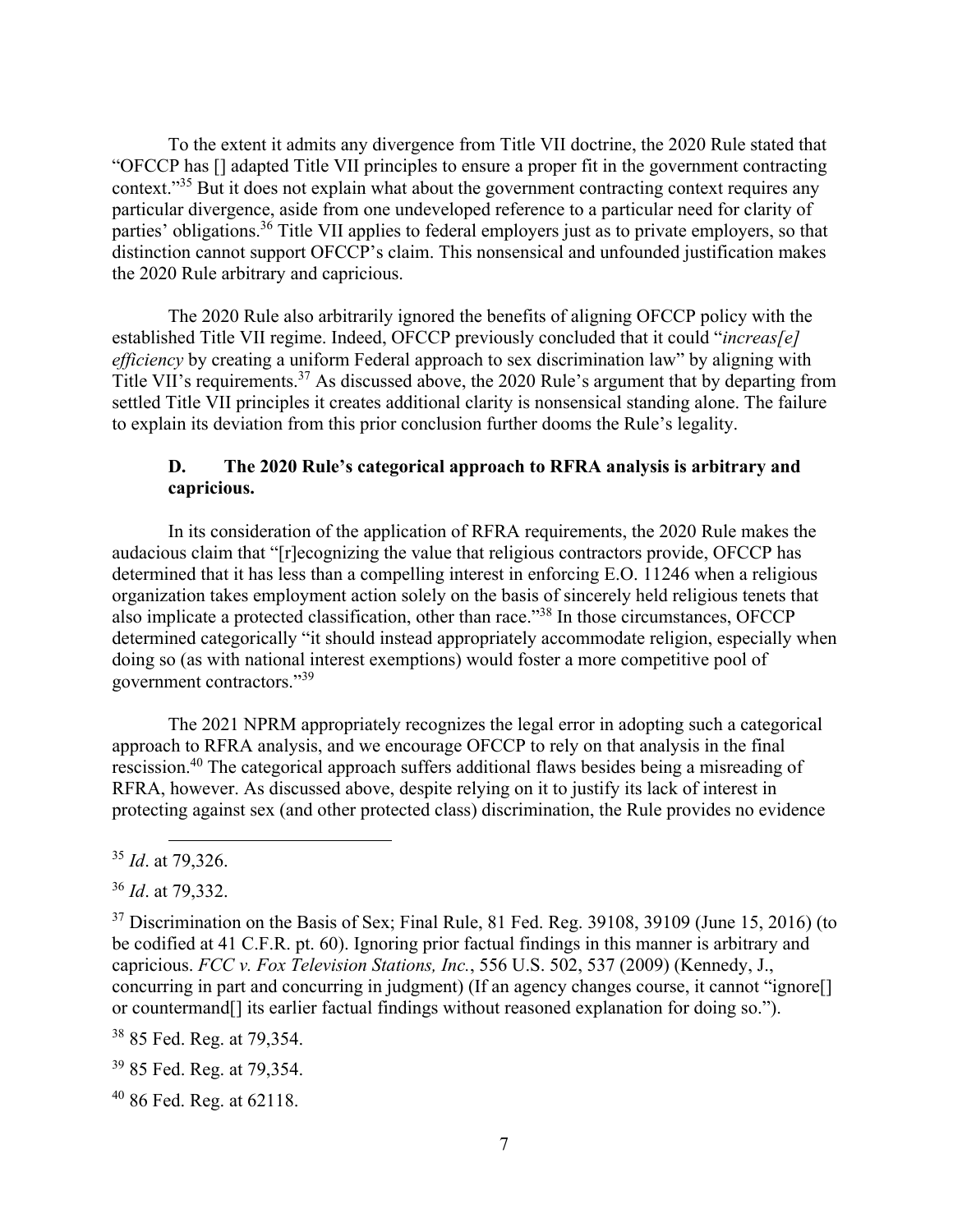To the extent it admits any divergence from Title VII doctrine, the 2020 Rule stated that "OFCCP has [] adapted Title VII principles to ensure a proper fit in the government contracting context."[35] But it does not explain what about the government contracting context requires any particular divergence, aside from one undeveloped reference to a particular need for clarity of parties' obligations.[36] Title VII applies to federal employers just as to private employers, so that distinction cannot support OFCCP's claim. This nonsensical and unfounded justification makes the 2020 Rule arbitrary and capricious.

The 2020 Rule also arbitrarily ignored the benefits of aligning OFCCP policy with the established Title VII regime. Indeed, OFCCP previously concluded that it could "*increas[e] efficiency* by creating a uniform Federal approach to sex discrimination law" by aligning with Title VII's requirements.[37] As discussed above, the 2020 Rule's argument that by departing from settled Title VII principles it creates additional clarity is nonsensical standing alone. The failure to explain its deviation from this prior conclusion further dooms the Rule's legality.

### D. The 2020 Rule's categorical approach to RFRA analysis is arbitrary and capricious.

In its consideration of the application of RFRA requirements, the 2020 Rule makes the audacious claim that "[r]ecognizing the value that religious contractors provide, OFCCP has determined that it has less than a compelling interest in enforcing E.O. 11246 when a religious organization takes employment action solely on the basis of sincerely held religious tenets that also implicate a protected classification, other than race."[38] In those circumstances, OFCCP determined categorically "it should instead appropriately accommodate religion, especially when doing so (as with national interest exemptions) would foster a more competitive pool of government contractors."[39]

The 2021 NPRM appropriately recognizes the legal error in adopting such a categorical approach to RFRA analysis, and we encourage OFCCP to rely on that analysis in the final rescission.[40] The categorical approach suffers additional flaws besides being a misreading of RFRA, however. As discussed above, despite relying on it to justify its lack of interest in protecting against sex (and other protected class) discrimination, the Rule provides no evidence

---

[35] *Id*. at 79,326.

[36] *Id*. at 79,332.

[37] Discrimination on the Basis of Sex; Final Rule, 81 Fed. Reg. 39108, 39109 (June 15, 2016) (to be codified at 41 C.F.R. pt. 60). Ignoring prior factual findings in this manner is arbitrary and capricious. *FCC v. Fox Television Stations, Inc.*, 556 U.S. 502, 537 (2009) (Kennedy, J., concurring in part and concurring in judgment) (If an agency changes course, it cannot "ignore[] or countermand[] its earlier factual findings without reasoned explanation for doing so.").

[38] 85 Fed. Reg. at 79,354.

[39] 85 Fed. Reg. at 79,354.

[40] 86 Fed. Reg. at 62118.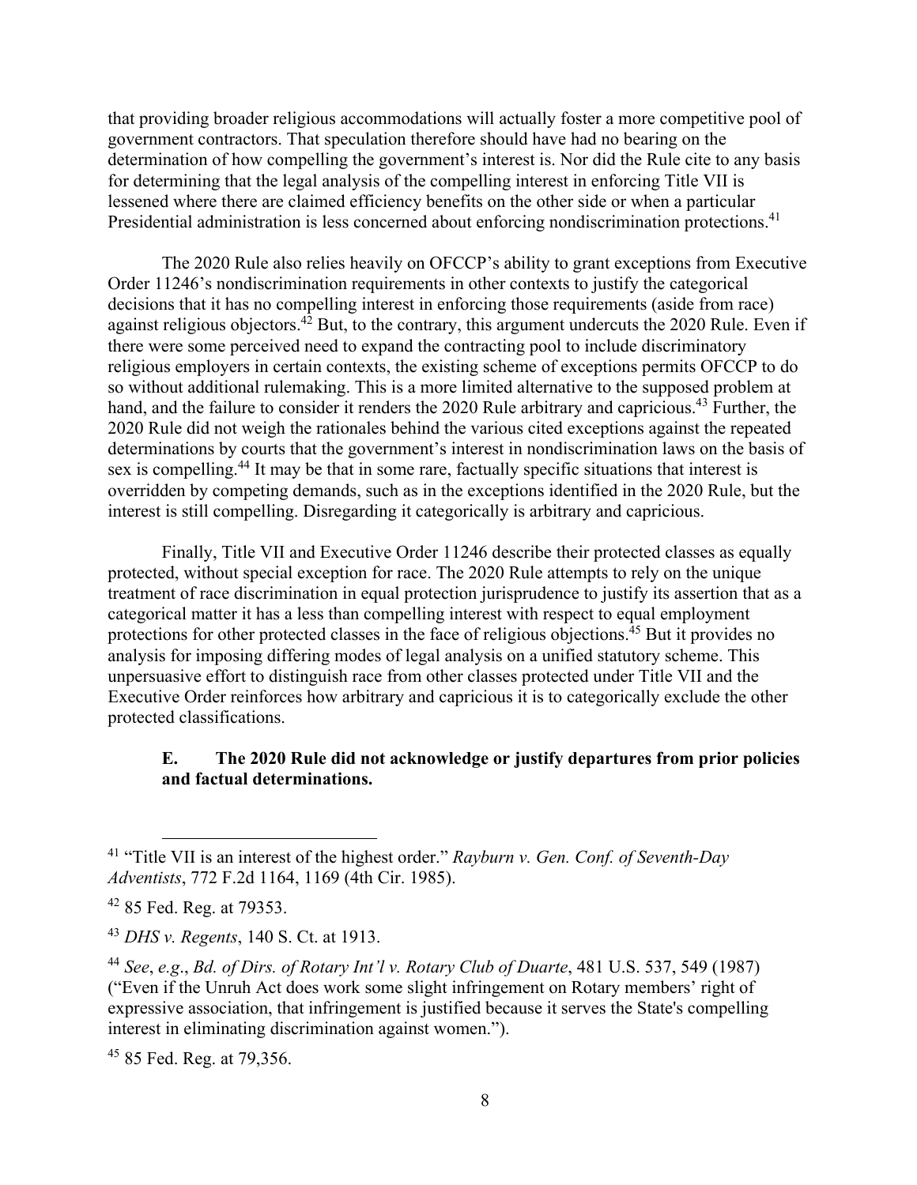that providing broader religious accommodations will actually foster a more competitive pool of government contractors. That speculation therefore should have had no bearing on the determination of how compelling the government's interest is. Nor did the Rule cite to any basis for determining that the legal analysis of the compelling interest in enforcing Title VII is lessened where there are claimed efficiency benefits on the other side or when a particular Presidential administration is less concerned about enforcing nondiscrimination protections.[41]

The 2020 Rule also relies heavily on OFCCP's ability to grant exceptions from Executive Order 11246's nondiscrimination requirements in other contexts to justify the categorical decisions that it has no compelling interest in enforcing those requirements (aside from race) against religious objectors.[42] But, to the contrary, this argument undercuts the 2020 Rule. Even if there were some perceived need to expand the contracting pool to include discriminatory religious employers in certain contexts, the existing scheme of exceptions permits OFCCP to do so without additional rulemaking. This is a more limited alternative to the supposed problem at hand, and the failure to consider it renders the 2020 Rule arbitrary and capricious.[43] Further, the 2020 Rule did not weigh the rationales behind the various cited exceptions against the repeated determinations by courts that the government's interest in nondiscrimination laws on the basis of sex is compelling.[44] It may be that in some rare, factually specific situations that interest is overridden by competing demands, such as in the exceptions identified in the 2020 Rule, but the interest is still compelling. Disregarding it categorically is arbitrary and capricious.

Finally, Title VII and Executive Order 11246 describe their protected classes as equally protected, without special exception for race. The 2020 Rule attempts to rely on the unique treatment of race discrimination in equal protection jurisprudence to justify its assertion that as a categorical matter it has a less than compelling interest with respect to equal employment protections for other protected classes in the face of religious objections.[45] But it provides no analysis for imposing differing modes of legal analysis on a unified statutory scheme. This unpersuasive effort to distinguish race from other classes protected under Title VII and the Executive Order reinforces how arbitrary and capricious it is to categorically exclude the other protected classifications.

### E. The 2020 Rule did not acknowledge or justify departures from prior policies and factual determinations.

---

[41] "Title VII is an interest of the highest order." *Rayburn v. Gen. Conf. of Seventh-Day Adventists*, 772 F.2d 1164, 1169 (4th Cir. 1985).

[42] 85 Fed. Reg. at 79353.

[43] *DHS v. Regents*, 140 S. Ct. at 1913.

[44] *See*, *e.g*., *Bd. of Dirs. of Rotary Int'l v. Rotary Club of Duarte*, 481 U.S. 537, 549 (1987) ("Even if the Unruh Act does work some slight infringement on Rotary members' right of expressive association, that infringement is justified because it serves the State's compelling interest in eliminating discrimination against women.").

[45] 85 Fed. Reg. at 79,356.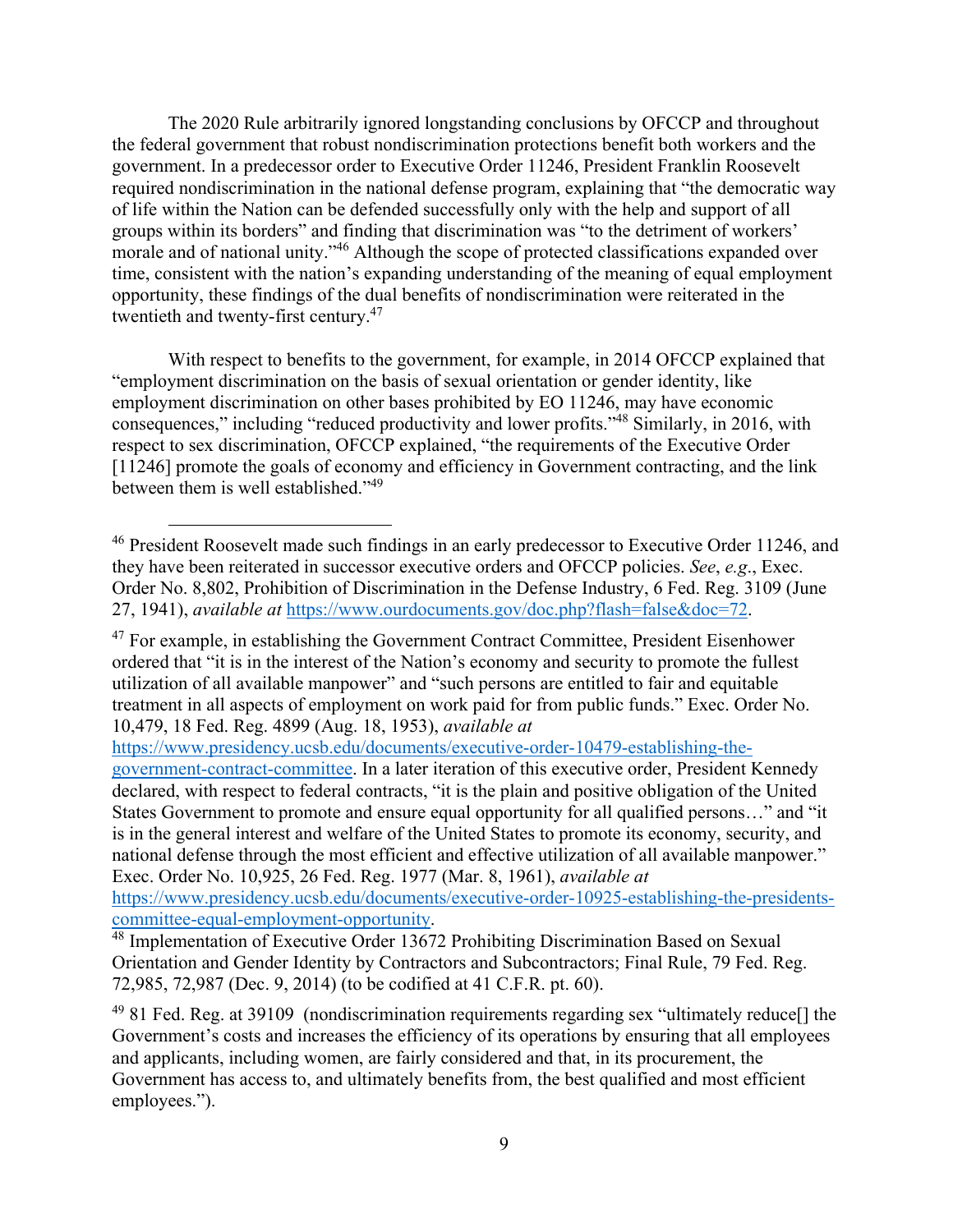The 2020 Rule arbitrarily ignored longstanding conclusions by OFCCP and throughout the federal government that robust nondiscrimination protections benefit both workers and the government. In a predecessor order to Executive Order 11246, President Franklin Roosevelt required nondiscrimination in the national defense program, explaining that "the democratic way of life within the Nation can be defended successfully only with the help and support of all groups within its borders" and finding that discrimination was "to the detriment of workers' morale and of national unity."[46] Although the scope of protected classifications expanded over time, consistent with the nation's expanding understanding of the meaning of equal employment opportunity, these findings of the dual benefits of nondiscrimination were reiterated in the twentieth and twenty-first century.[47]

With respect to benefits to the government, for example, in 2014 OFCCP explained that "employment discrimination on the basis of sexual orientation or gender identity, like employment discrimination on other bases prohibited by EO 11246, may have economic consequences," including "reduced productivity and lower profits."[48] Similarly, in 2016, with respect to sex discrimination, OFCCP explained, "the requirements of the Executive Order [11246] promote the goals of economy and efficiency in Government contracting, and the link between them is well established."[49]

---

[46] President Roosevelt made such findings in an early predecessor to Executive Order 11246, and they have been reiterated in successor executive orders and OFCCP policies. *See*, *e.g*., Exec. Order No. 8,802, Prohibition of Discrimination in the Defense Industry, 6 Fed. Reg. 3109 (June 27, 1941), *available at* https://www.ourdocuments.gov/doc.php?flash=false&doc=72.

[47] For example, in establishing the Government Contract Committee, President Eisenhower ordered that "it is in the interest of the Nation's economy and security to promote the fullest utilization of all available manpower" and "such persons are entitled to fair and equitable treatment in all aspects of employment on work paid for from public funds." Exec. Order No. 10,479, 18 Fed. Reg. 4899 (Aug. 18, 1953), *available at* https://www.presidency.ucsb.edu/documents/executive-order-10479-establishing-the-government-contract-committee. In a later iteration of this executive order, President Kennedy declared, with respect to federal contracts, "it is the plain and positive obligation of the United States Government to promote and ensure equal opportunity for all qualified persons…" and "it is in the general interest and welfare of the United States to promote its economy, security, and national defense through the most efficient and effective utilization of all available manpower." Exec. Order No. 10,925, 26 Fed. Reg. 1977 (Mar. 8, 1961), *available at* https://www.presidency.ucsb.edu/documents/executive-order-10925-establishing-the-presidents-committee-equal-employment-opportunity.

[48] Implementation of Executive Order 13672 Prohibiting Discrimination Based on Sexual Orientation and Gender Identity by Contractors and Subcontractors; Final Rule, 79 Fed. Reg. 72,985, 72,987 (Dec. 9, 2014) (to be codified at 41 C.F.R. pt. 60).

[49] 81 Fed. Reg. at 39109 (nondiscrimination requirements regarding sex "ultimately reduce[] the Government's costs and increases the efficiency of its operations by ensuring that all employees and applicants, including women, are fairly considered and that, in its procurement, the Government has access to, and ultimately benefits from, the best qualified and most efficient employees.").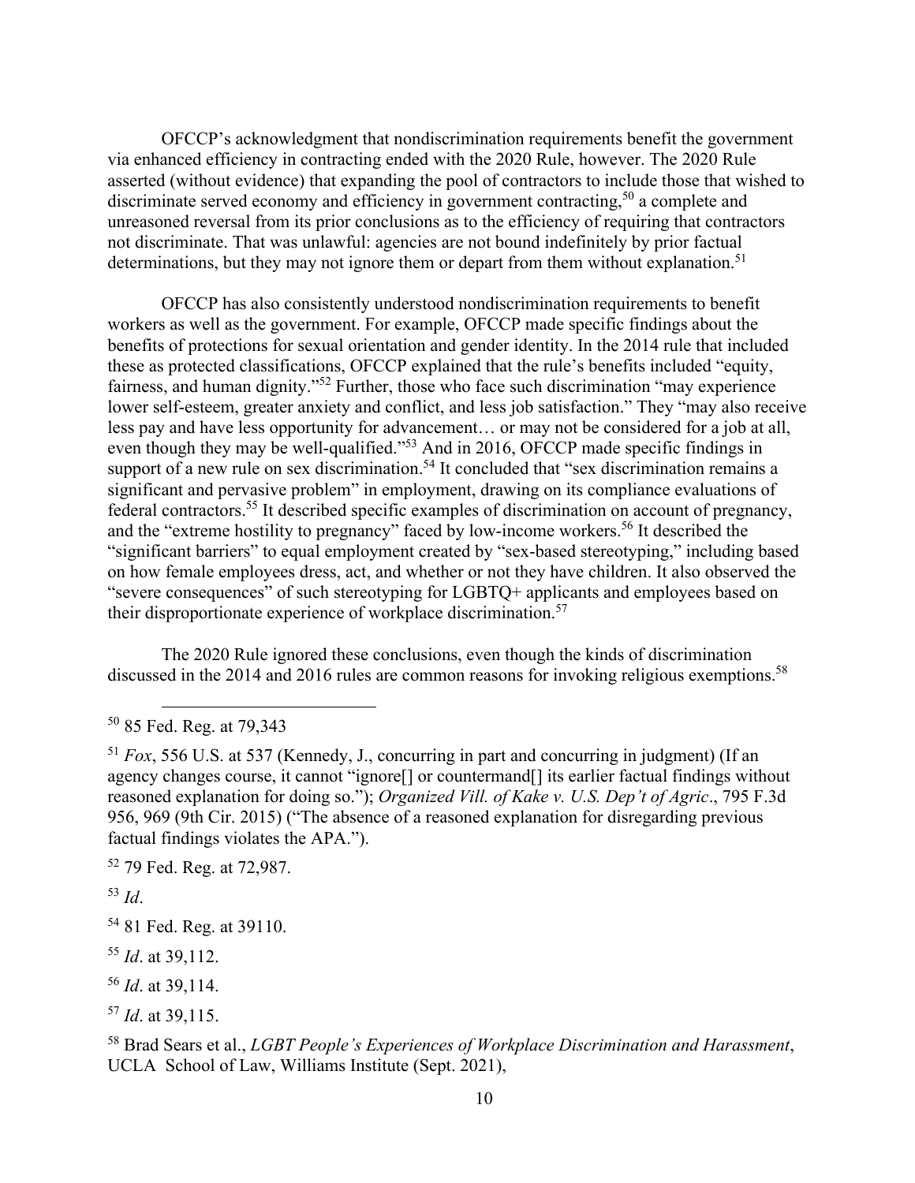OFCCP's acknowledgment that nondiscrimination requirements benefit the government via enhanced efficiency in contracting ended with the 2020 Rule, however. The 2020 Rule asserted (without evidence) that expanding the pool of contractors to include those that wished to discriminate served economy and efficiency in government contracting,[50] a complete and unreasoned reversal from its prior conclusions as to the efficiency of requiring that contractors not discriminate. That was unlawful: agencies are not bound indefinitely by prior factual determinations, but they may not ignore them or depart from them without explanation.[51]

OFCCP has also consistently understood nondiscrimination requirements to benefit workers as well as the government. For example, OFCCP made specific findings about the benefits of protections for sexual orientation and gender identity. In the 2014 rule that included these as protected classifications, OFCCP explained that the rule's benefits included "equity, fairness, and human dignity."[52] Further, those who face such discrimination "may experience lower self-esteem, greater anxiety and conflict, and less job satisfaction." They "may also receive less pay and have less opportunity for advancement… or may not be considered for a job at all, even though they may be well-qualified."[53] And in 2016, OFCCP made specific findings in support of a new rule on sex discrimination.[54] It concluded that "sex discrimination remains a significant and pervasive problem" in employment, drawing on its compliance evaluations of federal contractors.[55] It described specific examples of discrimination on account of pregnancy, and the "extreme hostility to pregnancy" faced by low-income workers.[56] It described the "significant barriers" to equal employment created by "sex-based stereotyping," including based on how female employees dress, act, and whether or not they have children. It also observed the "severe consequences" of such stereotyping for LGBTQ+ applicants and employees based on their disproportionate experience of workplace discrimination.[57]

The 2020 Rule ignored these conclusions, even though the kinds of discrimination discussed in the 2014 and 2016 rules are common reasons for invoking religious exemptions.[58]

---

[50] 85 Fed. Reg. at 79,343

[51] *Fox*, 556 U.S. at 537 (Kennedy, J., concurring in part and concurring in judgment) (If an agency changes course, it cannot "ignore[] or countermand[] its earlier factual findings without reasoned explanation for doing so."); *Organized Vill. of Kake v. U.S. Dep't of Agric*., 795 F.3d 956, 969 (9th Cir. 2015) ("The absence of a reasoned explanation for disregarding previous factual findings violates the APA.").

[52] 79 Fed. Reg. at 72,987.

[53] *Id*.

[54] 81 Fed. Reg. at 39110.

[55] *Id*. at 39,112.

[56] *Id*. at 39,114.

[57] *Id*. at 39,115.

[58] Brad Sears et al., *LGBT People's Experiences of Workplace Discrimination and Harassment*, UCLA School of Law, Williams Institute (Sept. 2021),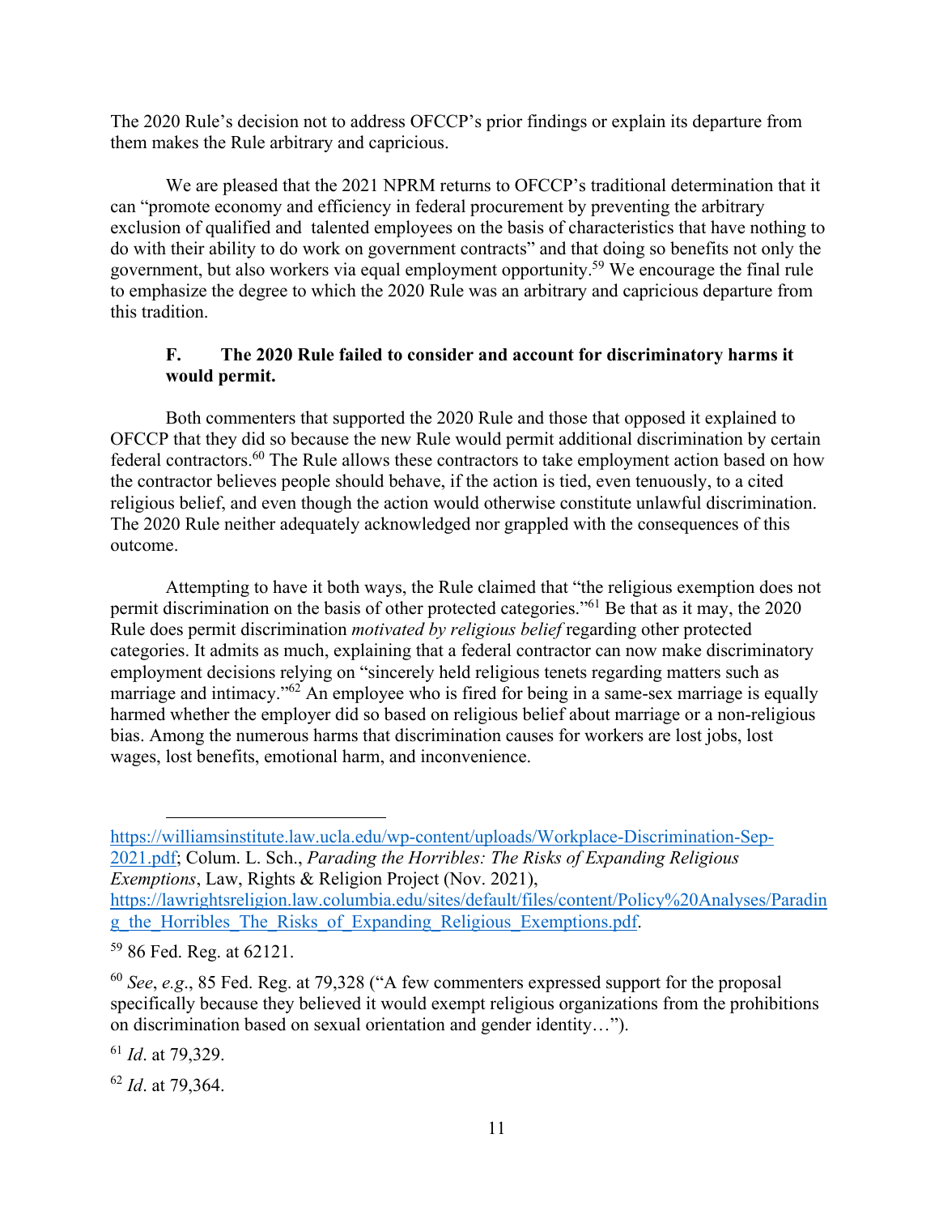The 2020 Rule's decision not to address OFCCP's prior findings or explain its departure from them makes the Rule arbitrary and capricious.

We are pleased that the 2021 NPRM returns to OFCCP's traditional determination that it can "promote economy and efficiency in federal procurement by preventing the arbitrary exclusion of qualified and talented employees on the basis of characteristics that have nothing to do with their ability to do work on government contracts" and that doing so benefits not only the government, but also workers via equal employment opportunity.[59] We encourage the final rule to emphasize the degree to which the 2020 Rule was an arbitrary and capricious departure from this tradition.

### F. The 2020 Rule failed to consider and account for discriminatory harms it would permit.

Both commenters that supported the 2020 Rule and those that opposed it explained to OFCCP that they did so because the new Rule would permit additional discrimination by certain federal contractors.[60] The Rule allows these contractors to take employment action based on how the contractor believes people should behave, if the action is tied, even tenuously, to a cited religious belief, and even though the action would otherwise constitute unlawful discrimination. The 2020 Rule neither adequately acknowledged nor grappled with the consequences of this outcome.

Attempting to have it both ways, the Rule claimed that "the religious exemption does not permit discrimination on the basis of other protected categories."[61] Be that as it may, the 2020 Rule does permit discrimination *motivated by religious belief* regarding other protected categories. It admits as much, explaining that a federal contractor can now make discriminatory employment decisions relying on "sincerely held religious tenets regarding matters such as marriage and intimacy."[62] An employee who is fired for being in a same-sex marriage is equally harmed whether the employer did so based on religious belief about marriage or a non-religious bias. Among the numerous harms that discrimination causes for workers are lost jobs, lost wages, lost benefits, emotional harm, and inconvenience.

---

https://williamsinstitute.law.ucla.edu/wp-content/uploads/Workplace-Discrimination-Sep-2021.pdf; Colum. L. Sch., *Parading the Horribles: The Risks of Expanding Religious Exemptions*, Law, Rights & Religion Project (Nov. 2021), https://lawrightsreligion.law.columbia.edu/sites/default/files/content/Policy%20Analyses/Parading_the_Horribles_The_Risks_of_Expanding_Religious_Exemptions.pdf.

[59] 86 Fed. Reg. at 62121.

[60] *See*, *e.g*., 85 Fed. Reg. at 79,328 ("A few commenters expressed support for the proposal specifically because they believed it would exempt religious organizations from the prohibitions on discrimination based on sexual orientation and gender identity…").

[61] *Id*. at 79,329.

[62] *Id*. at 79,364.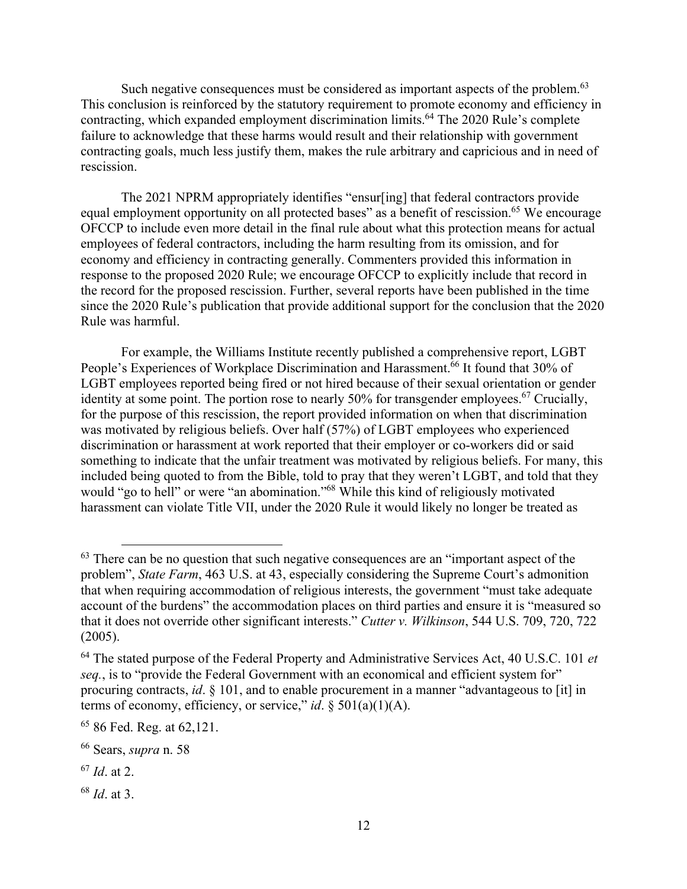Such negative consequences must be considered as important aspects of the problem.[63] This conclusion is reinforced by the statutory requirement to promote economy and efficiency in contracting, which expanded employment discrimination limits.[64] The 2020 Rule's complete failure to acknowledge that these harms would result and their relationship with government contracting goals, much less justify them, makes the rule arbitrary and capricious and in need of rescission.

The 2021 NPRM appropriately identifies "ensur[ing] that federal contractors provide equal employment opportunity on all protected bases" as a benefit of rescission.[65] We encourage OFCCP to include even more detail in the final rule about what this protection means for actual employees of federal contractors, including the harm resulting from its omission, and for economy and efficiency in contracting generally. Commenters provided this information in response to the proposed 2020 Rule; we encourage OFCCP to explicitly include that record in the record for the proposed rescission. Further, several reports have been published in the time since the 2020 Rule's publication that provide additional support for the conclusion that the 2020 Rule was harmful.

For example, the Williams Institute recently published a comprehensive report, LGBT People's Experiences of Workplace Discrimination and Harassment.[66] It found that 30% of LGBT employees reported being fired or not hired because of their sexual orientation or gender identity at some point. The portion rose to nearly 50% for transgender employees.[67] Crucially, for the purpose of this rescission, the report provided information on when that discrimination was motivated by religious beliefs. Over half (57%) of LGBT employees who experienced discrimination or harassment at work reported that their employer or co-workers did or said something to indicate that the unfair treatment was motivated by religious beliefs. For many, this included being quoted to from the Bible, told to pray that they weren't LGBT, and told that they would "go to hell" or were "an abomination."[68] While this kind of religiously motivated harassment can violate Title VII, under the 2020 Rule it would likely no longer be treated as

---

[63] There can be no question that such negative consequences are an "important aspect of the problem", *State Farm*, 463 U.S. at 43, especially considering the Supreme Court's admonition that when requiring accommodation of religious interests, the government "must take adequate account of the burdens" the accommodation places on third parties and ensure it is "measured so that it does not override other significant interests." *Cutter v. Wilkinson*, 544 U.S. 709, 720, 722 (2005).

[64] The stated purpose of the Federal Property and Administrative Services Act, 40 U.S.C. 101 *et seq.*, is to "provide the Federal Government with an economical and efficient system for" procuring contracts, *id*. § 101, and to enable procurement in a manner "advantageous to [it] in terms of economy, efficiency, or service," *id*. § 501(a)(1)(A).

[65] 86 Fed. Reg. at 62,121.

[66] Sears, *supra* n. 58

[67] *Id*. at 2.

[68] *Id*. at 3.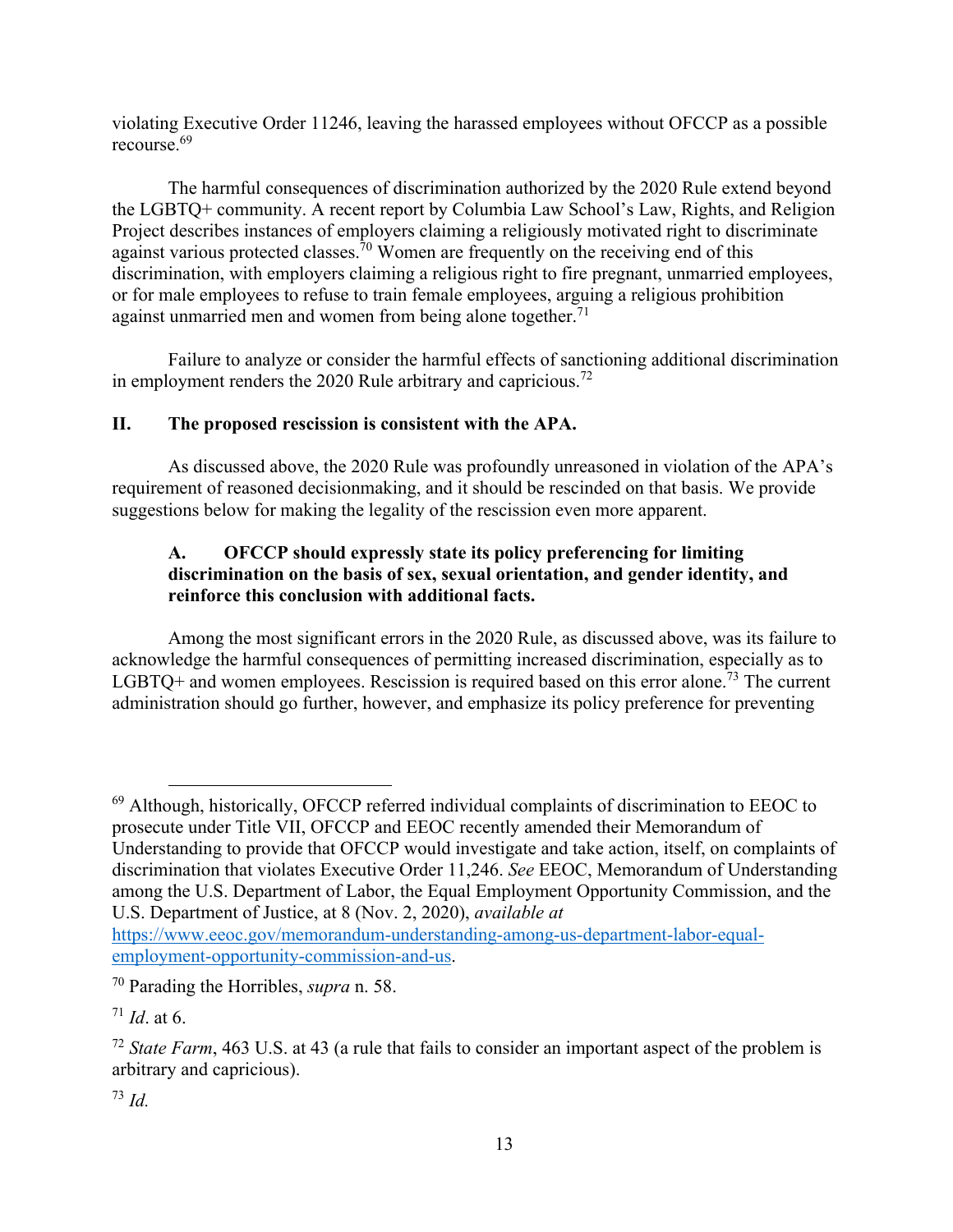violating Executive Order 11246, leaving the harassed employees without OFCCP as a possible recourse.[69]

The harmful consequences of discrimination authorized by the 2020 Rule extend beyond the LGBTQ+ community. A recent report by Columbia Law School's Law, Rights, and Religion Project describes instances of employers claiming a religiously motivated right to discriminate against various protected classes.[70] Women are frequently on the receiving end of this discrimination, with employers claiming a religious right to fire pregnant, unmarried employees, or for male employees to refuse to train female employees, arguing a religious prohibition against unmarried men and women from being alone together.[71]

Failure to analyze or consider the harmful effects of sanctioning additional discrimination in employment renders the 2020 Rule arbitrary and capricious.[72]

## II. The proposed rescission is consistent with the APA.

As discussed above, the 2020 Rule was profoundly unreasoned in violation of the APA's requirement of reasoned decisionmaking, and it should be rescinded on that basis. We provide suggestions below for making the legality of the rescission even more apparent.

### A. OFCCP should expressly state its policy preferencing for limiting discrimination on the basis of sex, sexual orientation, and gender identity, and reinforce this conclusion with additional facts.

Among the most significant errors in the 2020 Rule, as discussed above, was its failure to acknowledge the harmful consequences of permitting increased discrimination, especially as to LGBTQ+ and women employees. Rescission is required based on this error alone.[73] The current administration should go further, however, and emphasize its policy preference for preventing

---

[69] Although, historically, OFCCP referred individual complaints of discrimination to EEOC to prosecute under Title VII, OFCCP and EEOC recently amended their Memorandum of Understanding to provide that OFCCP would investigate and take action, itself, on complaints of discrimination that violates Executive Order 11,246. *See* EEOC, Memorandum of Understanding among the U.S. Department of Labor, the Equal Employment Opportunity Commission, and the U.S. Department of Justice, at 8 (Nov. 2, 2020), *available at* https://www.eeoc.gov/memorandum-understanding-among-us-department-labor-equal-employment-opportunity-commission-and-us.

[70] Parading the Horribles, *supra* n. 58.

[71] *Id*. at 6.

[72] *State Farm*, 463 U.S. at 43 (a rule that fails to consider an important aspect of the problem is arbitrary and capricious).

[73] *Id.*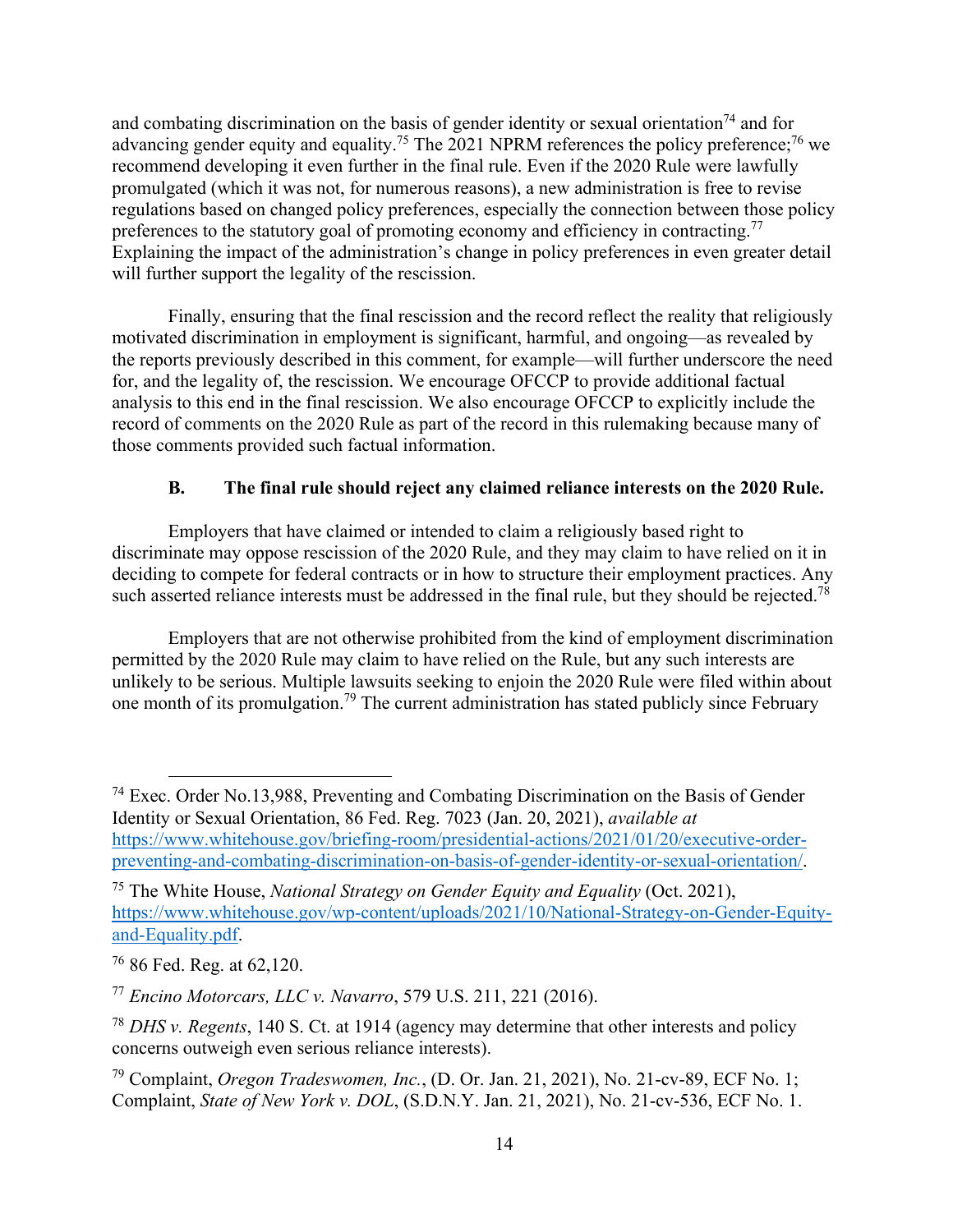and combating discrimination on the basis of gender identity or sexual orientation[74] and for advancing gender equity and equality.[75] The 2021 NPRM references the policy preference;[76] we recommend developing it even further in the final rule. Even if the 2020 Rule were lawfully promulgated (which it was not, for numerous reasons), a new administration is free to revise regulations based on changed policy preferences, especially the connection between those policy preferences to the statutory goal of promoting economy and efficiency in contracting.[77] Explaining the impact of the administration's change in policy preferences in even greater detail will further support the legality of the rescission.

Finally, ensuring that the final rescission and the record reflect the reality that religiously motivated discrimination in employment is significant, harmful, and ongoing—as revealed by the reports previously described in this comment, for example—will further underscore the need for, and the legality of, the rescission. We encourage OFCCP to provide additional factual analysis to this end in the final rescission. We also encourage OFCCP to explicitly include the record of comments on the 2020 Rule as part of the record in this rulemaking because many of those comments provided such factual information.

### B. The final rule should reject any claimed reliance interests on the 2020 Rule.

Employers that have claimed or intended to claim a religiously based right to discriminate may oppose rescission of the 2020 Rule, and they may claim to have relied on it in deciding to compete for federal contracts or in how to structure their employment practices. Any such asserted reliance interests must be addressed in the final rule, but they should be rejected.[78]

Employers that are not otherwise prohibited from the kind of employment discrimination permitted by the 2020 Rule may claim to have relied on the Rule, but any such interests are unlikely to be serious. Multiple lawsuits seeking to enjoin the 2020 Rule were filed within about one month of its promulgation.[79] The current administration has stated publicly since February

---

[74] Exec. Order No.13,988, Preventing and Combating Discrimination on the Basis of Gender Identity or Sexual Orientation, 86 Fed. Reg. 7023 (Jan. 20, 2021), *available at* https://www.whitehouse.gov/briefing-room/presidential-actions/2021/01/20/executive-order-preventing-and-combating-discrimination-on-basis-of-gender-identity-or-sexual-orientation/.

[75] The White House, *National Strategy on Gender Equity and Equality* (Oct. 2021), https://www.whitehouse.gov/wp-content/uploads/2021/10/National-Strategy-on-Gender-Equity-and-Equality.pdf.

[76] 86 Fed. Reg. at 62,120.

[77] *Encino Motorcars, LLC v. Navarro*, 579 U.S. 211, 221 (2016).

[78] *DHS v. Regents*, 140 S. Ct. at 1914 (agency may determine that other interests and policy concerns outweigh even serious reliance interests).

[79] Complaint, *Oregon Tradeswomen, Inc.*, (D. Or. Jan. 21, 2021), No. 21-cv-89, ECF No. 1; Complaint, *State of New York v. DOL*, (S.D.N.Y. Jan. 21, 2021), No. 21-cv-536, ECF No. 1.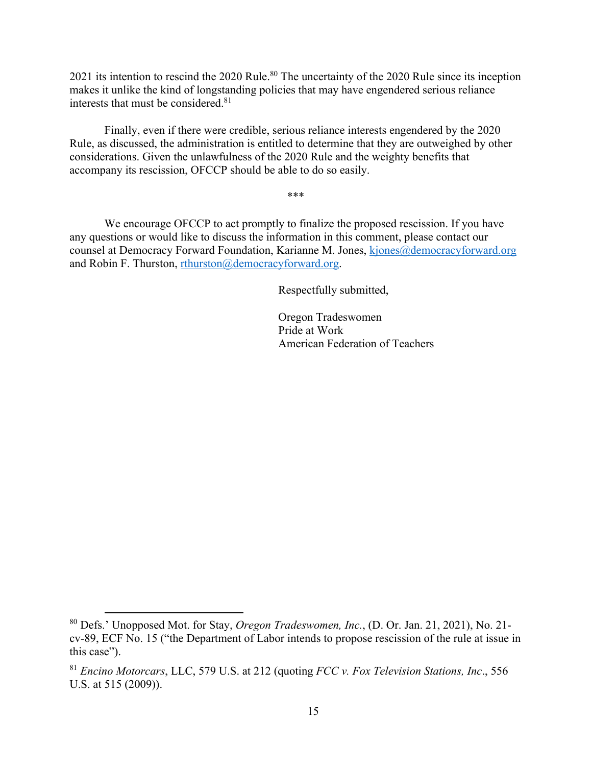2021 its intention to rescind the 2020 Rule.[80] The uncertainty of the 2020 Rule since its inception makes it unlike the kind of longstanding policies that may have engendered serious reliance interests that must be considered.[81]

Finally, even if there were credible, serious reliance interests engendered by the 2020 Rule, as discussed, the administration is entitled to determine that they are outweighed by other considerations. Given the unlawfulness of the 2020 Rule and the weighty benefits that accompany its rescission, OFCCP should be able to do so easily.

***

We encourage OFCCP to act promptly to finalize the proposed rescission. If you have any questions or would like to discuss the information in this comment, please contact our counsel at Democracy Forward Foundation, Karianne M. Jones, kjones@democracyforward.org and Robin F. Thurston, rthurston@democracyforward.org.

Respectfully submitted,

Oregon Tradeswomen
Pride at Work
American Federation of Teachers

---

[80] Defs.' Unopposed Mot. for Stay, *Oregon Tradeswomen, Inc.*, (D. Or. Jan. 21, 2021), No. 21-cv-89, ECF No. 15 ("the Department of Labor intends to propose rescission of the rule at issue in this case").

[81] *Encino Motorcars*, LLC, 579 U.S. at 212 (quoting *FCC v. Fox Television Stations, Inc*., 556 U.S. at 515 (2009)).